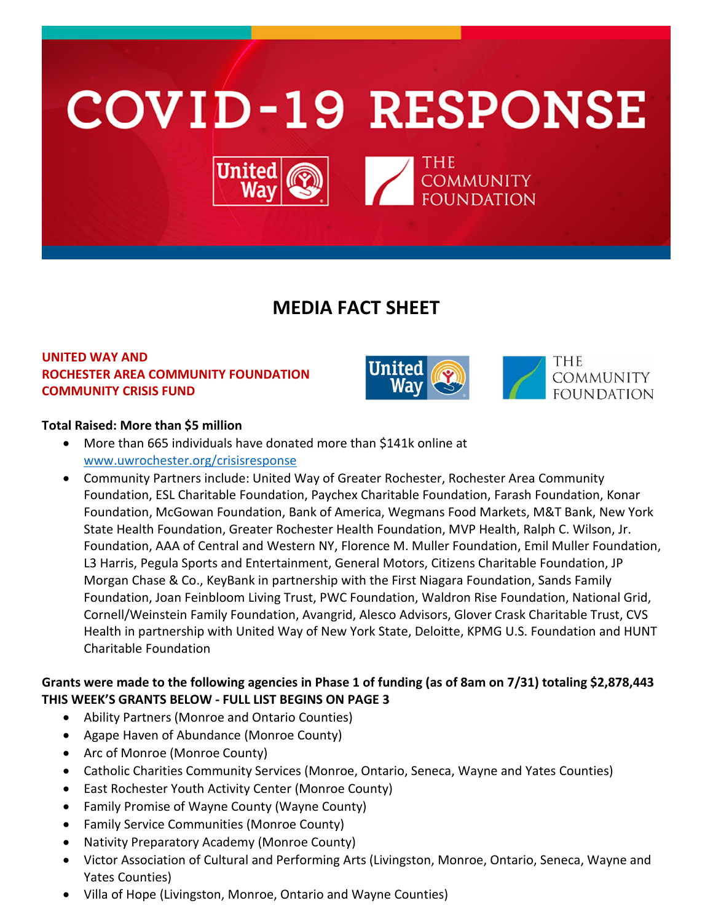# COVID-19 RESPONSE

United Way | THE COMMUNITY FOUNDATION

## MEDIA FACT SHEET

**UNITED WAY AND**
**ROCHESTER AREA COMMUNITY FOUNDATION**
**COMMUNITY CRISIS FUND**

**Total Raised: More than $5 million**

- More than 665 individuals have donated more than $141k online at www.uwrochester.org/crisisresponse
- Community Partners include: United Way of Greater Rochester, Rochester Area Community Foundation, ESL Charitable Foundation, Paychex Charitable Foundation, Farash Foundation, Konar Foundation, McGowan Foundation, Bank of America, Wegmans Food Markets, M&T Bank, New York State Health Foundation, Greater Rochester Health Foundation, MVP Health, Ralph C. Wilson, Jr. Foundation, AAA of Central and Western NY, Florence M. Muller Foundation, Emil Muller Foundation, L3 Harris, Pegula Sports and Entertainment, General Motors, Citizens Charitable Foundation, JP Morgan Chase & Co., KeyBank in partnership with the First Niagara Foundation, Sands Family Foundation, Joan Feinbloom Living Trust, PWC Foundation, Waldron Rise Foundation, National Grid, Cornell/Weinstein Family Foundation, Avangrid, Alesco Advisors, Glover Crask Charitable Trust, CVS Health in partnership with United Way of New York State, Deloitte, KPMG U.S. Foundation and HUNT Charitable Foundation

**Grants were made to the following agencies in Phase 1 of funding (as of 8am on 7/31) totaling $2,878,443**
**THIS WEEK'S GRANTS BELOW - FULL LIST BEGINS ON PAGE 3**

- Ability Partners (Monroe and Ontario Counties)
- Agape Haven of Abundance (Monroe County)
- Arc of Monroe (Monroe County)
- Catholic Charities Community Services (Monroe, Ontario, Seneca, Wayne and Yates Counties)
- East Rochester Youth Activity Center (Monroe County)
- Family Promise of Wayne County (Wayne County)
- Family Service Communities (Monroe County)
- Nativity Preparatory Academy (Monroe County)
- Victor Association of Cultural and Performing Arts (Livingston, Monroe, Ontario, Seneca, Wayne and Yates Counties)
- Villa of Hope (Livingston, Monroe, Ontario and Wayne Counties)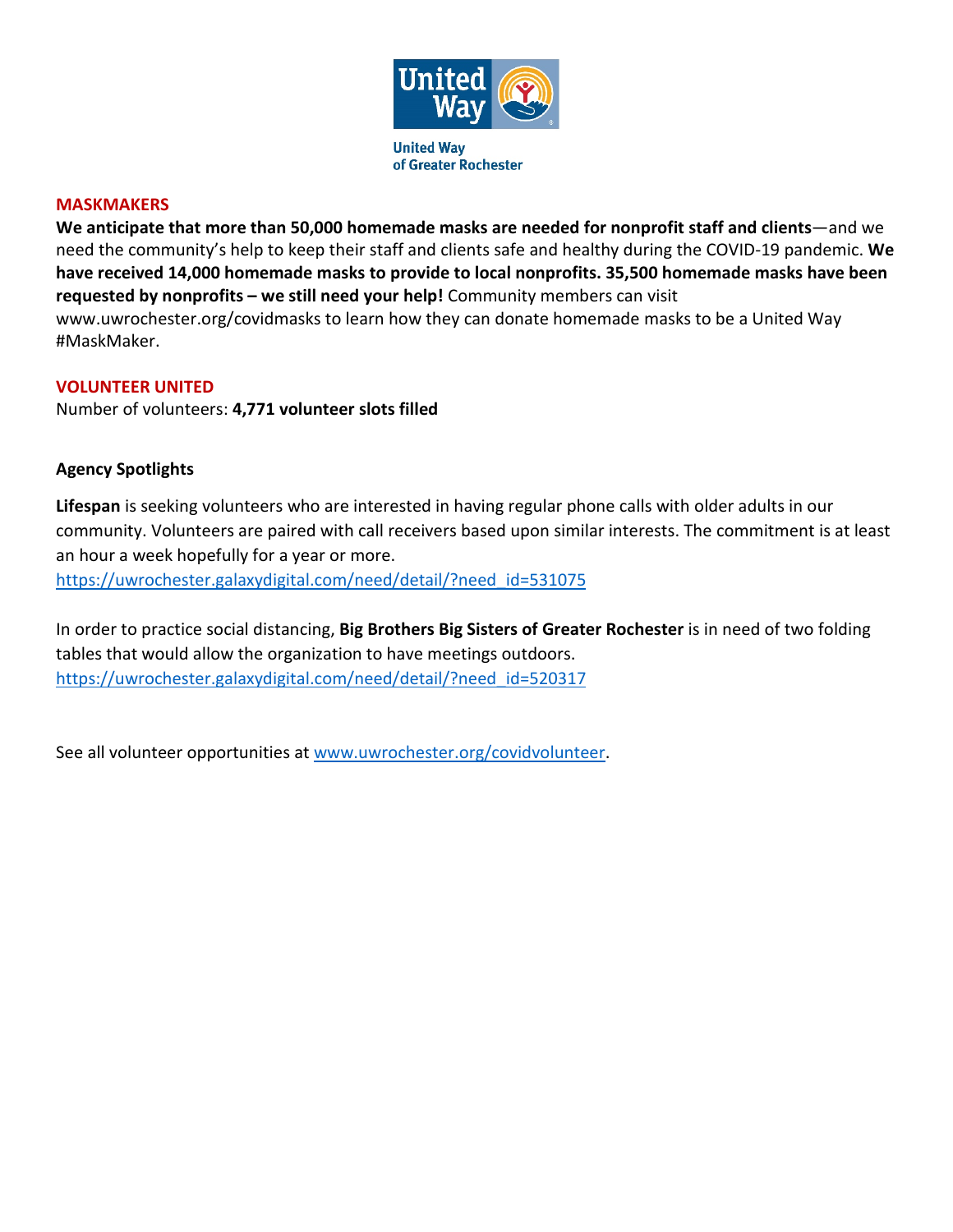United Way of Greater Rochester

## MASKMAKERS

**We anticipate that more than 50,000 homemade masks are needed for nonprofit staff and clients**—and we need the community's help to keep their staff and clients safe and healthy during the COVID-19 pandemic. **We have received 14,000 homemade masks to provide to local nonprofits. 35,500 homemade masks have been requested by nonprofits – we still need your help!** Community members can visit www.uwrochester.org/covidmasks to learn how they can donate homemade masks to be a United Way #MaskMaker.

## VOLUNTEER UNITED

Number of volunteers: **4,771 volunteer slots filled**

### Agency Spotlights

**Lifespan** is seeking volunteers who are interested in having regular phone calls with older adults in our community. Volunteers are paired with call receivers based upon similar interests. The commitment is at least an hour a week hopefully for a year or more.
https://uwrochester.galaxydigital.com/need/detail/?need_id=531075

In order to practice social distancing, **Big Brothers Big Sisters of Greater Rochester** is in need of two folding tables that would allow the organization to have meetings outdoors.
https://uwrochester.galaxydigital.com/need/detail/?need_id=520317

See all volunteer opportunities at www.uwrochester.org/covidvolunteer.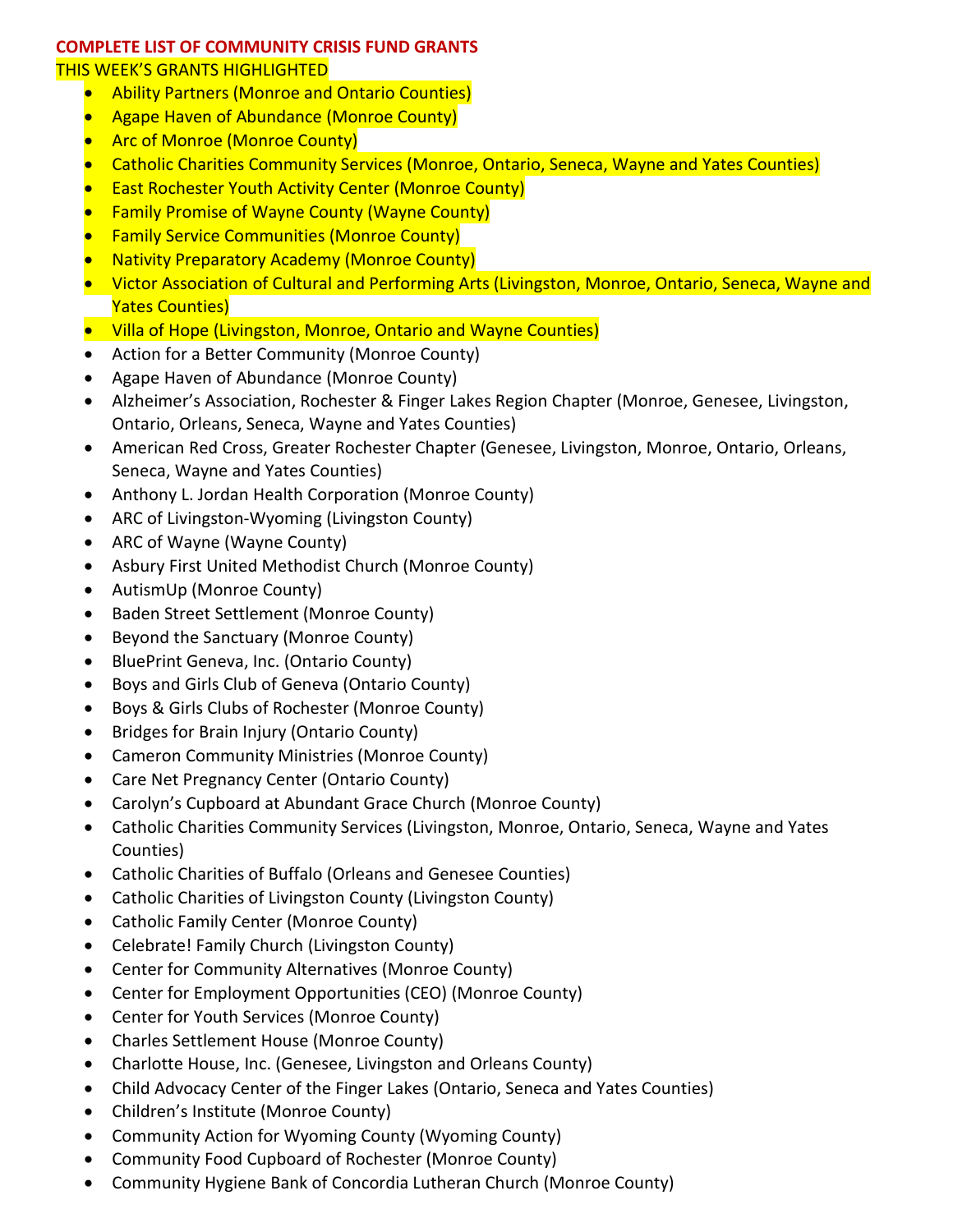**COMPLETE LIST OF COMMUNITY CRISIS FUND GRANTS**

THIS WEEK'S GRANTS HIGHLIGHTED

- Ability Partners (Monroe and Ontario Counties)
- Agape Haven of Abundance (Monroe County)
- Arc of Monroe (Monroe County)
- Catholic Charities Community Services (Monroe, Ontario, Seneca, Wayne and Yates Counties)
- East Rochester Youth Activity Center (Monroe County)
- Family Promise of Wayne County (Wayne County)
- Family Service Communities (Monroe County)
- Nativity Preparatory Academy (Monroe County)
- Victor Association of Cultural and Performing Arts (Livingston, Monroe, Ontario, Seneca, Wayne and Yates Counties)
- Villa of Hope (Livingston, Monroe, Ontario and Wayne Counties)
- Action for a Better Community (Monroe County)
- Agape Haven of Abundance (Monroe County)
- Alzheimer's Association, Rochester & Finger Lakes Region Chapter (Monroe, Genesee, Livingston, Ontario, Orleans, Seneca, Wayne and Yates Counties)
- American Red Cross, Greater Rochester Chapter (Genesee, Livingston, Monroe, Ontario, Orleans, Seneca, Wayne and Yates Counties)
- Anthony L. Jordan Health Corporation (Monroe County)
- ARC of Livingston-Wyoming (Livingston County)
- ARC of Wayne (Wayne County)
- Asbury First United Methodist Church (Monroe County)
- AutismUp (Monroe County)
- Baden Street Settlement (Monroe County)
- Beyond the Sanctuary (Monroe County)
- BluePrint Geneva, Inc. (Ontario County)
- Boys and Girls Club of Geneva (Ontario County)
- Boys & Girls Clubs of Rochester (Monroe County)
- Bridges for Brain Injury (Ontario County)
- Cameron Community Ministries (Monroe County)
- Care Net Pregnancy Center (Ontario County)
- Carolyn's Cupboard at Abundant Grace Church (Monroe County)
- Catholic Charities Community Services (Livingston, Monroe, Ontario, Seneca, Wayne and Yates Counties)
- Catholic Charities of Buffalo (Orleans and Genesee Counties)
- Catholic Charities of Livingston County (Livingston County)
- Catholic Family Center (Monroe County)
- Celebrate! Family Church (Livingston County)
- Center for Community Alternatives (Monroe County)
- Center for Employment Opportunities (CEO) (Monroe County)
- Center for Youth Services (Monroe County)
- Charles Settlement House (Monroe County)
- Charlotte House, Inc. (Genesee, Livingston and Orleans County)
- Child Advocacy Center of the Finger Lakes (Ontario, Seneca and Yates Counties)
- Children's Institute (Monroe County)
- Community Action for Wyoming County (Wyoming County)
- Community Food Cupboard of Rochester (Monroe County)
- Community Hygiene Bank of Concordia Lutheran Church (Monroe County)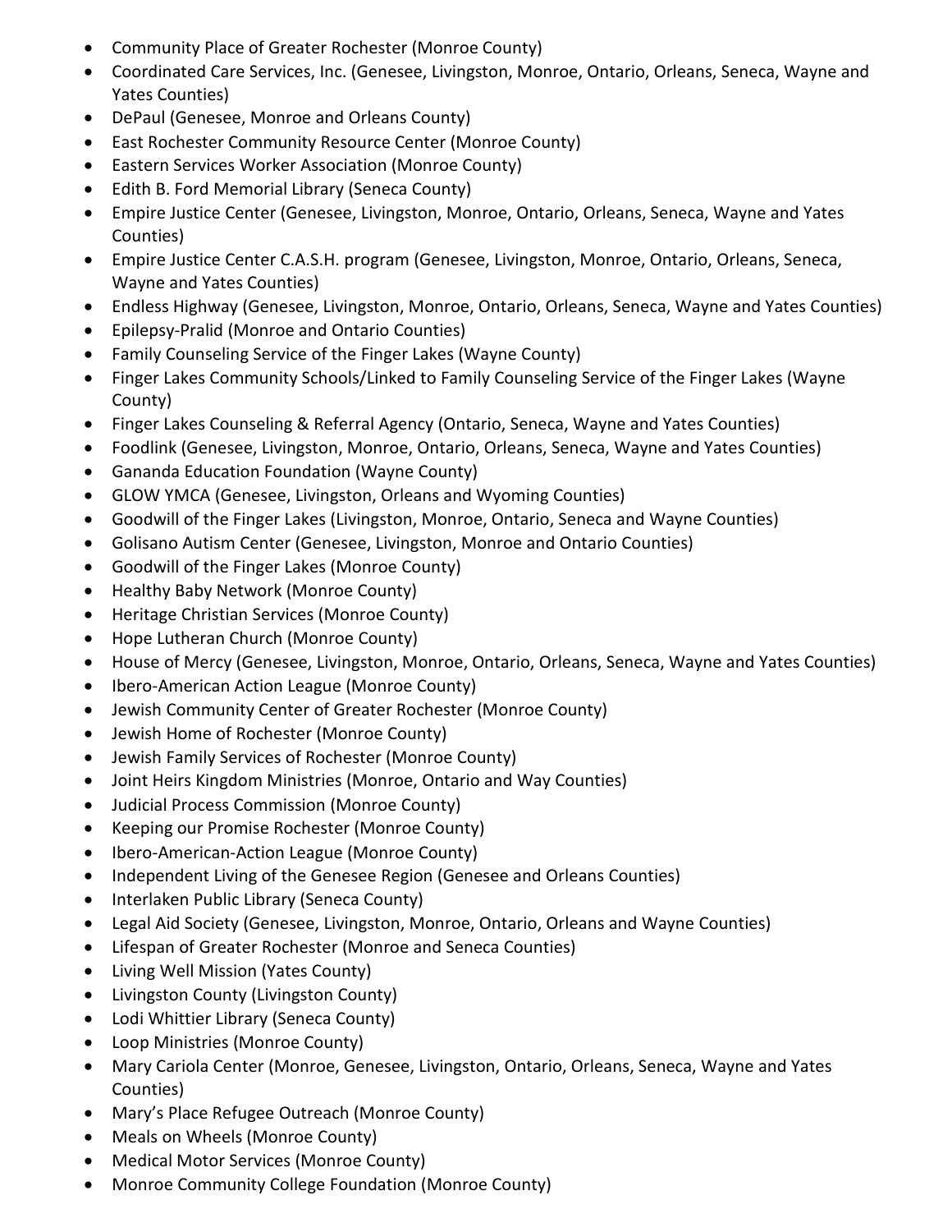- Community Place of Greater Rochester (Monroe County)
- Coordinated Care Services, Inc. (Genesee, Livingston, Monroe, Ontario, Orleans, Seneca, Wayne and Yates Counties)
- DePaul (Genesee, Monroe and Orleans County)
- East Rochester Community Resource Center (Monroe County)
- Eastern Services Worker Association (Monroe County)
- Edith B. Ford Memorial Library (Seneca County)
- Empire Justice Center (Genesee, Livingston, Monroe, Ontario, Orleans, Seneca, Wayne and Yates Counties)
- Empire Justice Center C.A.S.H. program (Genesee, Livingston, Monroe, Ontario, Orleans, Seneca, Wayne and Yates Counties)
- Endless Highway (Genesee, Livingston, Monroe, Ontario, Orleans, Seneca, Wayne and Yates Counties)
- Epilepsy-Pralid (Monroe and Ontario Counties)
- Family Counseling Service of the Finger Lakes (Wayne County)
- Finger Lakes Community Schools/Linked to Family Counseling Service of the Finger Lakes (Wayne County)
- Finger Lakes Counseling & Referral Agency (Ontario, Seneca, Wayne and Yates Counties)
- Foodlink (Genesee, Livingston, Monroe, Ontario, Orleans, Seneca, Wayne and Yates Counties)
- Gananda Education Foundation (Wayne County)
- GLOW YMCA (Genesee, Livingston, Orleans and Wyoming Counties)
- Goodwill of the Finger Lakes (Livingston, Monroe, Ontario, Seneca and Wayne Counties)
- Golisano Autism Center (Genesee, Livingston, Monroe and Ontario Counties)
- Goodwill of the Finger Lakes (Monroe County)
- Healthy Baby Network (Monroe County)
- Heritage Christian Services (Monroe County)
- Hope Lutheran Church (Monroe County)
- House of Mercy (Genesee, Livingston, Monroe, Ontario, Orleans, Seneca, Wayne and Yates Counties)
- Ibero-American Action League (Monroe County)
- Jewish Community Center of Greater Rochester (Monroe County)
- Jewish Home of Rochester (Monroe County)
- Jewish Family Services of Rochester (Monroe County)
- Joint Heirs Kingdom Ministries (Monroe, Ontario and Way Counties)
- Judicial Process Commission (Monroe County)
- Keeping our Promise Rochester (Monroe County)
- Ibero-American-Action League (Monroe County)
- Independent Living of the Genesee Region (Genesee and Orleans Counties)
- Interlaken Public Library (Seneca County)
- Legal Aid Society (Genesee, Livingston, Monroe, Ontario, Orleans and Wayne Counties)
- Lifespan of Greater Rochester (Monroe and Seneca Counties)
- Living Well Mission (Yates County)
- Livingston County (Livingston County)
- Lodi Whittier Library (Seneca County)
- Loop Ministries (Monroe County)
- Mary Cariola Center (Monroe, Genesee, Livingston, Ontario, Orleans, Seneca, Wayne and Yates Counties)
- Mary's Place Refugee Outreach (Monroe County)
- Meals on Wheels (Monroe County)
- Medical Motor Services (Monroe County)
- Monroe Community College Foundation (Monroe County)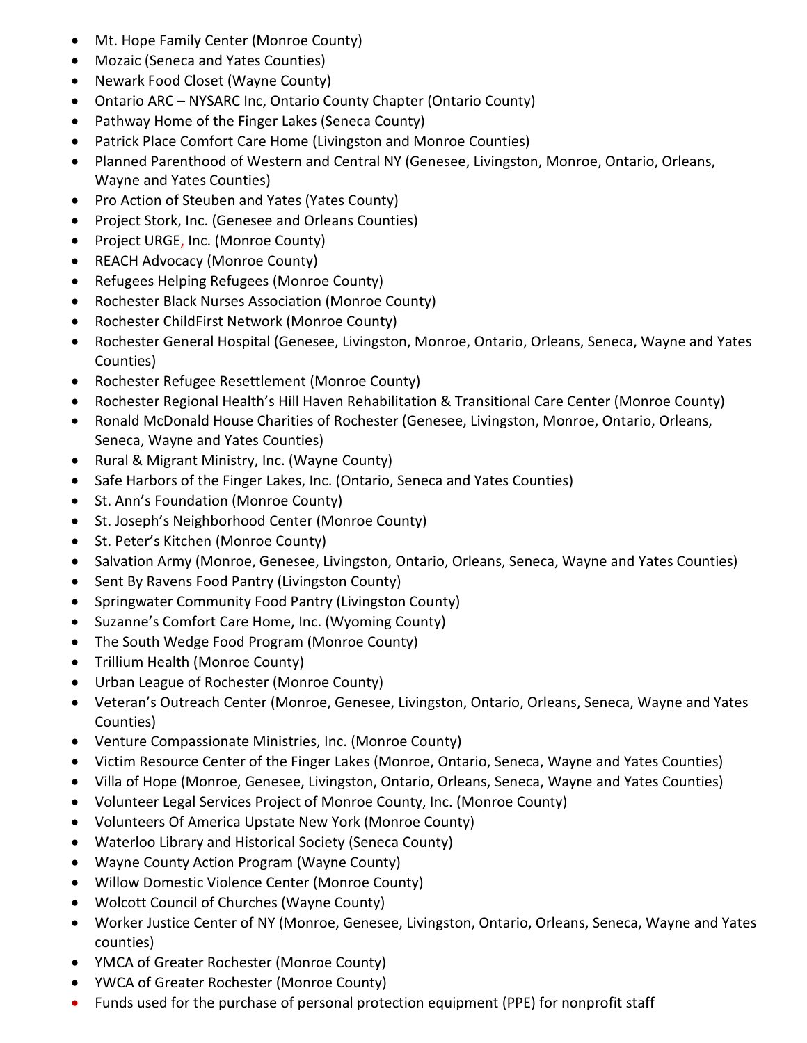- Mt. Hope Family Center (Monroe County)
- Mozaic (Seneca and Yates Counties)
- Newark Food Closet (Wayne County)
- Ontario ARC – NYSARC Inc, Ontario County Chapter (Ontario County)
- Pathway Home of the Finger Lakes (Seneca County)
- Patrick Place Comfort Care Home (Livingston and Monroe Counties)
- Planned Parenthood of Western and Central NY (Genesee, Livingston, Monroe, Ontario, Orleans, Wayne and Yates Counties)
- Pro Action of Steuben and Yates (Yates County)
- Project Stork, Inc. (Genesee and Orleans Counties)
- Project URGE, Inc. (Monroe County)
- REACH Advocacy (Monroe County)
- Refugees Helping Refugees (Monroe County)
- Rochester Black Nurses Association (Monroe County)
- Rochester ChildFirst Network (Monroe County)
- Rochester General Hospital (Genesee, Livingston, Monroe, Ontario, Orleans, Seneca, Wayne and Yates Counties)
- Rochester Refugee Resettlement (Monroe County)
- Rochester Regional Health's Hill Haven Rehabilitation & Transitional Care Center (Monroe County)
- Ronald McDonald House Charities of Rochester (Genesee, Livingston, Monroe, Ontario, Orleans, Seneca, Wayne and Yates Counties)
- Rural & Migrant Ministry, Inc. (Wayne County)
- Safe Harbors of the Finger Lakes, Inc. (Ontario, Seneca and Yates Counties)
- St. Ann's Foundation (Monroe County)
- St. Joseph's Neighborhood Center (Monroe County)
- St. Peter's Kitchen (Monroe County)
- Salvation Army (Monroe, Genesee, Livingston, Ontario, Orleans, Seneca, Wayne and Yates Counties)
- Sent By Ravens Food Pantry (Livingston County)
- Springwater Community Food Pantry (Livingston County)
- Suzanne's Comfort Care Home, Inc. (Wyoming County)
- The South Wedge Food Program (Monroe County)
- Trillium Health (Monroe County)
- Urban League of Rochester (Monroe County)
- Veteran's Outreach Center (Monroe, Genesee, Livingston, Ontario, Orleans, Seneca, Wayne and Yates Counties)
- Venture Compassionate Ministries, Inc. (Monroe County)
- Victim Resource Center of the Finger Lakes (Monroe, Ontario, Seneca, Wayne and Yates Counties)
- Villa of Hope (Monroe, Genesee, Livingston, Ontario, Orleans, Seneca, Wayne and Yates Counties)
- Volunteer Legal Services Project of Monroe County, Inc. (Monroe County)
- Volunteers Of America Upstate New York (Monroe County)
- Waterloo Library and Historical Society (Seneca County)
- Wayne County Action Program (Wayne County)
- Willow Domestic Violence Center (Monroe County)
- Wolcott Council of Churches (Wayne County)
- Worker Justice Center of NY (Monroe, Genesee, Livingston, Ontario, Orleans, Seneca, Wayne and Yates counties)
- YMCA of Greater Rochester (Monroe County)
- YWCA of Greater Rochester (Monroe County)
- Funds used for the purchase of personal protection equipment (PPE) for nonprofit staff